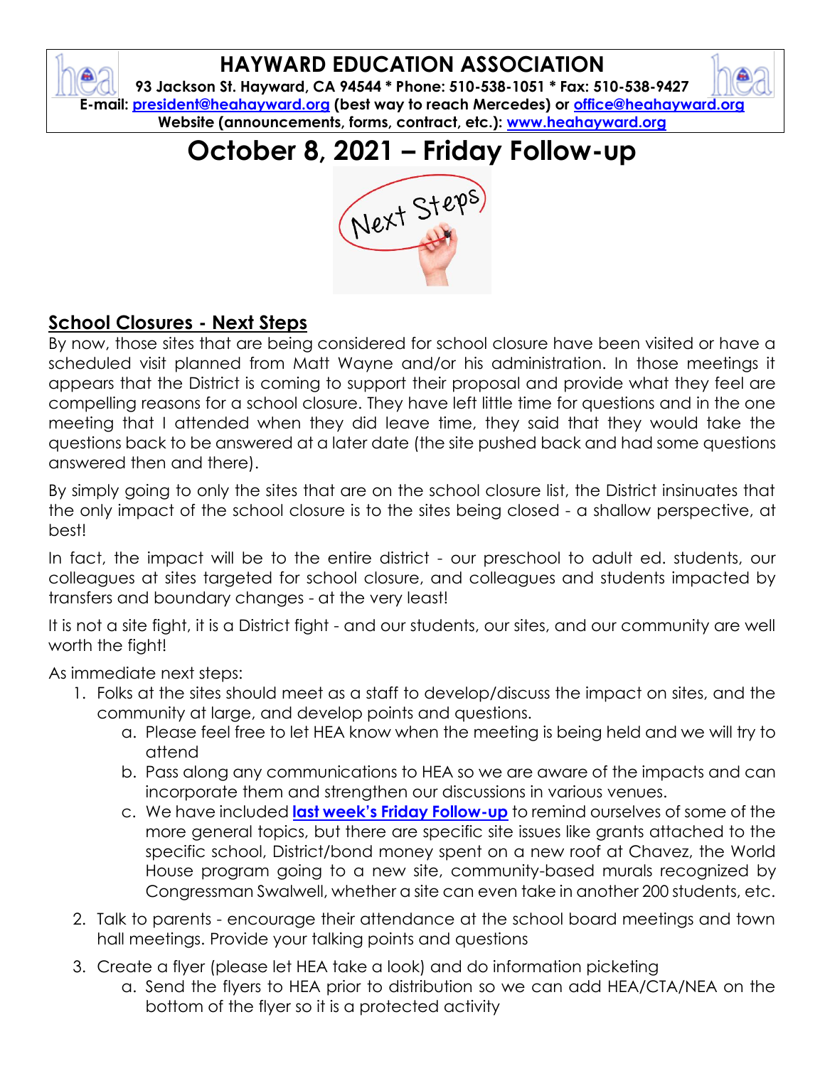# HAYWARD EDUCATION ASSOCIATION

**93 Jackson St. Hayward, CA 94544 * Phone: 510-538-1051 * Fax: 510-538-9427**
**E-mail: [president@heahayward.org](mailto:president@heahayward.org) (best way to reach Mercedes) or [office@heahayward.org](mailto:office@heahayward.org)**
**Website (announcements, forms, contract, etc.): [www.heahayward.org](http://www.heahayward.org)**

# October 8, 2021 – Friday Follow-up

## School Closures - Next Steps

By now, those sites that are being considered for school closure have been visited or have a scheduled visit planned from Matt Wayne and/or his administration. In those meetings it appears that the District is coming to support their proposal and provide what they feel are compelling reasons for a school closure. They have left little time for questions and in the one meeting that I attended when they did leave time, they said that they would take the questions back to be answered at a later date (the site pushed back and had some questions answered then and there).

By simply going to only the sites that are on the school closure list, the District insinuates that the only impact of the school closure is to the sites being closed - a shallow perspective, at best!

In fact, the impact will be to the entire district - our preschool to adult ed. students, our colleagues at sites targeted for school closure, and colleagues and students impacted by transfers and boundary changes - at the very least!

It is not a site fight, it is a District fight - and our students, our sites, and our community are well worth the fight!

As immediate next steps:

1. Folks at the sites should meet as a staff to develop/discuss the impact on sites, and the community at large, and develop points and questions.
   a. Please feel free to let HEA know when the meeting is being held and we will try to attend
   b. Pass along any communications to HEA so we are aware of the impacts and can incorporate them and strengthen our discussions in various venues.
   c. We have included **last week's Friday Follow-up** to remind ourselves of some of the more general topics, but there are specific site issues like grants attached to the specific school, District/bond money spent on a new roof at Chavez, the World House program going to a new site, community-based murals recognized by Congressman Swalwell, whether a site can even take in another 200 students, etc.
2. Talk to parents - encourage their attendance at the school board meetings and town hall meetings. Provide your talking points and questions
3. Create a flyer (please let HEA take a look) and do information picketing
   a. Send the flyers to HEA prior to distribution so we can add HEA/CTA/NEA on the bottom of the flyer so it is a protected activity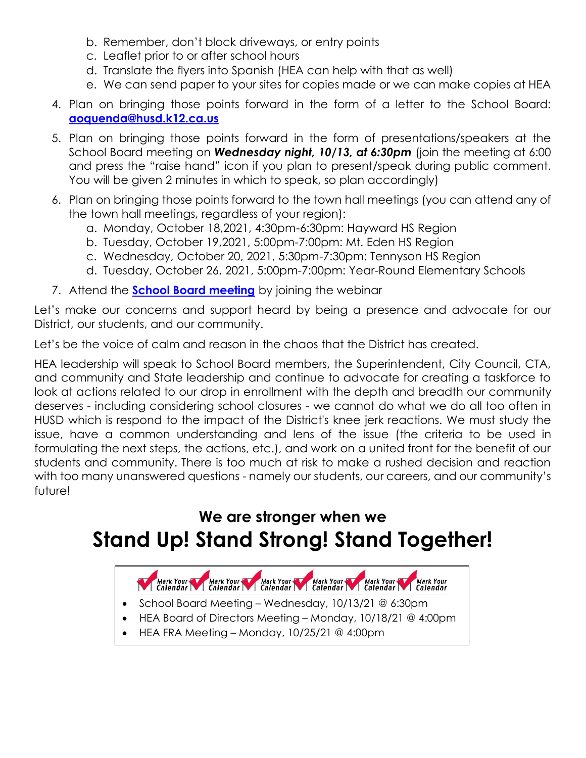b. Remember, don't block driveways, or entry points
c. Leaflet prior to or after school hours
d. Translate the flyers into Spanish (HEA can help with that as well)
e. We can send paper to your sites for copies made or we can make copies at HEA

4. Plan on bringing those points forward in the form of a letter to the School Board: **aoquenda@husd.k12.ca.us**
5. Plan on bringing those points forward in the form of presentations/speakers at the School Board meeting on ***Wednesday night, 10/13, at 6:30pm*** (join the meeting at 6:00 and press the "raise hand" icon if you plan to present/speak during public comment. You will be given 2 minutes in which to speak, so plan accordingly)
6. Plan on bringing those points forward to the town hall meetings (you can attend any of the town hall meetings, regardless of your region):
   a. Monday, October 18,2021, 4:30pm-6:30pm: Hayward HS Region
   b. Tuesday, October 19,2021, 5:00pm-7:00pm: Mt. Eden HS Region
   c. Wednesday, October 20, 2021, 5:30pm-7:30pm: Tennyson HS Region
   d. Tuesday, October 26, 2021, 5:00pm-7:00pm: Year-Round Elementary Schools
7. Attend the **School Board meeting** by joining the webinar

Let's make our concerns and support heard by being a presence and advocate for our District, our students, and our community.

Let's be the voice of calm and reason in the chaos that the District has created.

HEA leadership will speak to School Board members, the Superintendent, City Council, CTA, and community and State leadership and continue to advocate for creating a taskforce to look at actions related to our drop in enrollment with the depth and breadth our community deserves - including considering school closures - we cannot do what we do all too often in HUSD which is respond to the impact of the District's knee jerk reactions. We must study the issue, have a common understanding and lens of the issue (the criteria to be used in formulating the next steps, the actions, etc.), and work on a united front for the benefit of our students and community. There is too much at risk to make a rushed decision and reaction with too many unanswered questions - namely our students, our careers, and our community's future!

## We are stronger when we

# Stand Up! Stand Strong! Stand Together!

Mark Your Calendar Mark Your Calendar Mark Your Calendar Mark Your Calendar Mark Your Calendar Mark Your Calendar

- School Board Meeting – Wednesday, 10/13/21 @ 6:30pm
- HEA Board of Directors Meeting – Monday, 10/18/21 @ 4:00pm
- HEA FRA Meeting – Monday, 10/25/21 @ 4:00pm